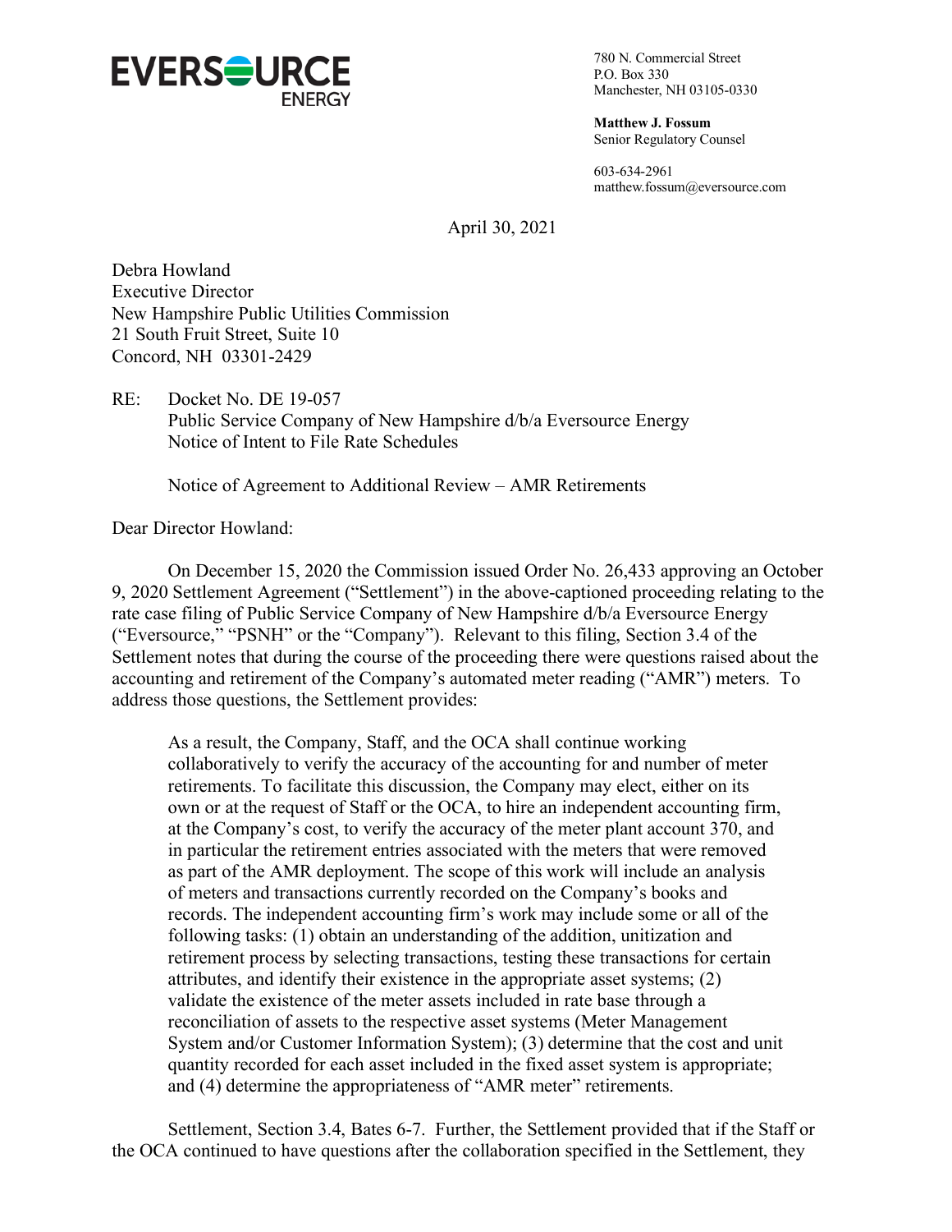**EVERSOURCE**
ENERGY

780 N. Commercial Street
P.O. Box 330
Manchester, NH 03105-0330

**Matthew J. Fossum**
Senior Regulatory Counsel

603-634-2961
matthew.fossum@eversource.com

April 30, 2021

Debra Howland
Executive Director
New Hampshire Public Utilities Commission
21 South Fruit Street, Suite 10
Concord, NH 03301-2429

RE: Docket No. DE 19-057
Public Service Company of New Hampshire d/b/a Eversource Energy
Notice of Intent to File Rate Schedules

Notice of Agreement to Additional Review – AMR Retirements

Dear Director Howland:

On December 15, 2020 the Commission issued Order No. 26,433 approving an October 9, 2020 Settlement Agreement ("Settlement") in the above-captioned proceeding relating to the rate case filing of Public Service Company of New Hampshire d/b/a Eversource Energy ("Eversource," "PSNH" or the "Company"). Relevant to this filing, Section 3.4 of the Settlement notes that during the course of the proceeding there were questions raised about the accounting and retirement of the Company's automated meter reading ("AMR") meters. To address those questions, the Settlement provides:

> As a result, the Company, Staff, and the OCA shall continue working collaboratively to verify the accuracy of the accounting for and number of meter retirements. To facilitate this discussion, the Company may elect, either on its own or at the request of Staff or the OCA, to hire an independent accounting firm, at the Company's cost, to verify the accuracy of the meter plant account 370, and in particular the retirement entries associated with the meters that were removed as part of the AMR deployment. The scope of this work will include an analysis of meters and transactions currently recorded on the Company's books and records. The independent accounting firm's work may include some or all of the following tasks: (1) obtain an understanding of the addition, unitization and retirement process by selecting transactions, testing these transactions for certain attributes, and identify their existence in the appropriate asset systems; (2) validate the existence of the meter assets included in rate base through a reconciliation of assets to the respective asset systems (Meter Management System and/or Customer Information System); (3) determine that the cost and unit quantity recorded for each asset included in the fixed asset system is appropriate; and (4) determine the appropriateness of "AMR meter" retirements.

Settlement, Section 3.4, Bates 6-7. Further, the Settlement provided that if the Staff or the OCA continued to have questions after the collaboration specified in the Settlement, they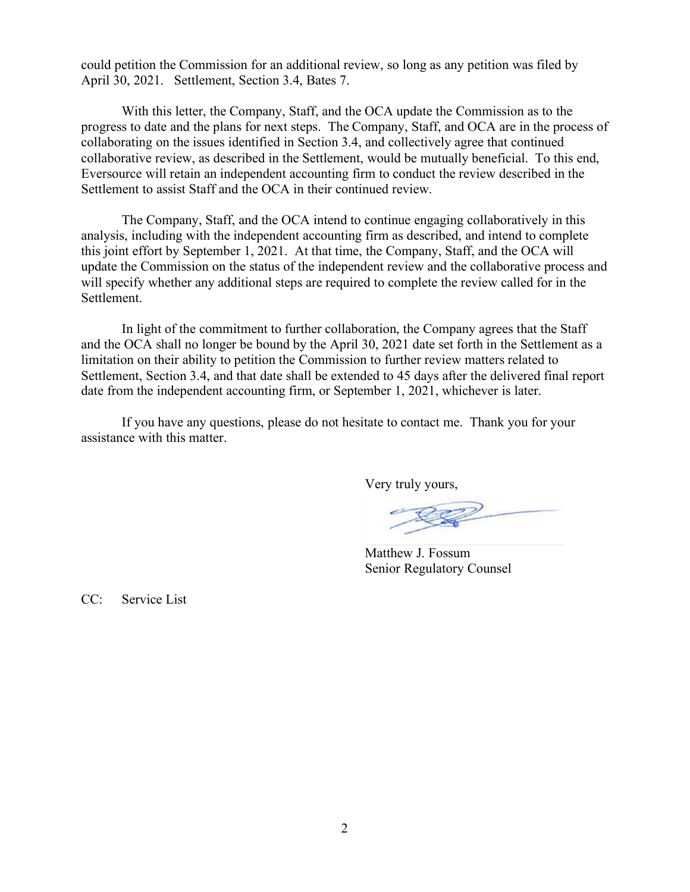could petition the Commission for an additional review, so long as any petition was filed by April 30, 2021. Settlement, Section 3.4, Bates 7.

With this letter, the Company, Staff, and the OCA update the Commission as to the progress to date and the plans for next steps. The Company, Staff, and OCA are in the process of collaborating on the issues identified in Section 3.4, and collectively agree that continued collaborative review, as described in the Settlement, would be mutually beneficial. To this end, Eversource will retain an independent accounting firm to conduct the review described in the Settlement to assist Staff and the OCA in their continued review.

The Company, Staff, and the OCA intend to continue engaging collaboratively in this analysis, including with the independent accounting firm as described, and intend to complete this joint effort by September 1, 2021. At that time, the Company, Staff, and the OCA will update the Commission on the status of the independent review and the collaborative process and will specify whether any additional steps are required to complete the review called for in the Settlement.

In light of the commitment to further collaboration, the Company agrees that the Staff and the OCA shall no longer be bound by the April 30, 2021 date set forth in the Settlement as a limitation on their ability to petition the Commission to further review matters related to Settlement, Section 3.4, and that date shall be extended to 45 days after the delivered final report date from the independent accounting firm, or September 1, 2021, whichever is later.

If you have any questions, please do not hesitate to contact me. Thank you for your assistance with this matter.

Very truly yours,

Matthew J. Fossum
Senior Regulatory Counsel

CC: Service List